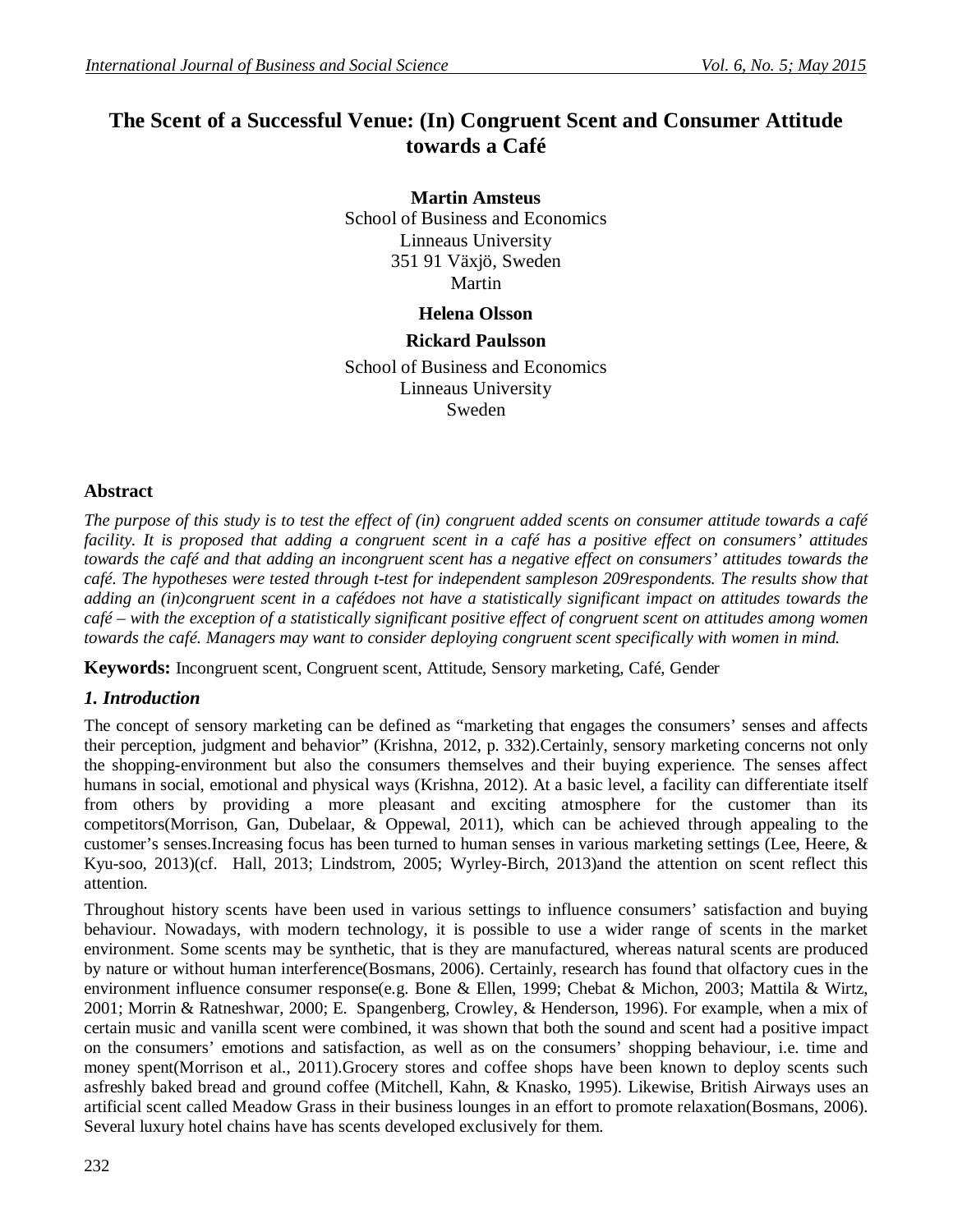# The Scent of a Successful Venue: (In) Congruent Scent and Consumer Attitude towards a Café

**Martin Amsteus**
School of Business and Economics
Linneaus University
351 91 Växjö, Sweden
Martin

**Helena Olsson**

**Rickard Paulsson**

School of Business and Economics
Linneaus University
Sweden

## Abstract

*The purpose of this study is to test the effect of (in) congruent added scents on consumer attitude towards a café facility. It is proposed that adding a congruent scent in a café has a positive effect on consumers' attitudes towards the café and that adding an incongruent scent has a negative effect on consumers' attitudes towards the café. The hypotheses were tested through t-test for independent sampleson 209respondents. The results show that adding an (in)congruent scent in a cafédoes not have a statistically significant impact on attitudes towards the café – with the exception of a statistically significant positive effect of congruent scent on attitudes among women towards the café. Managers may want to consider deploying congruent scent specifically with women in mind.*

**Keywords:** Incongruent scent, Congruent scent, Attitude, Sensory marketing, Café, Gender

## *1. Introduction*

The concept of sensory marketing can be defined as "marketing that engages the consumers' senses and affects their perception, judgment and behavior" (Krishna, 2012, p. 332).Certainly, sensory marketing concerns not only the shopping-environment but also the consumers themselves and their buying experience. The senses affect humans in social, emotional and physical ways (Krishna, 2012). At a basic level, a facility can differentiate itself from others by providing a more pleasant and exciting atmosphere for the customer than its competitors(Morrison, Gan, Dubelaar, & Oppewal, 2011), which can be achieved through appealing to the customer's senses.Increasing focus has been turned to human senses in various marketing settings (Lee, Heere, & Kyu-soo, 2013)(cf. Hall, 2013; Lindstrom, 2005; Wyrley-Birch, 2013)and the attention on scent reflect this attention.

Throughout history scents have been used in various settings to influence consumers' satisfaction and buying behaviour. Nowadays, with modern technology, it is possible to use a wider range of scents in the market environment. Some scents may be synthetic, that is they are manufactured, whereas natural scents are produced by nature or without human interference(Bosmans, 2006). Certainly, research has found that olfactory cues in the environment influence consumer response(e.g. Bone & Ellen, 1999; Chebat & Michon, 2003; Mattila & Wirtz, 2001; Morrin & Ratneshwar, 2000; E. Spangenberg, Crowley, & Henderson, 1996). For example, when a mix of certain music and vanilla scent were combined, it was shown that both the sound and scent had a positive impact on the consumers' emotions and satisfaction, as well as on the consumers' shopping behaviour, i.e. time and money spent(Morrison et al., 2011).Grocery stores and coffee shops have been known to deploy scents such asfreshly baked bread and ground coffee (Mitchell, Kahn, & Knasko, 1995). Likewise, British Airways uses an artificial scent called Meadow Grass in their business lounges in an effort to promote relaxation(Bosmans, 2006). Several luxury hotel chains have has scents developed exclusively for them.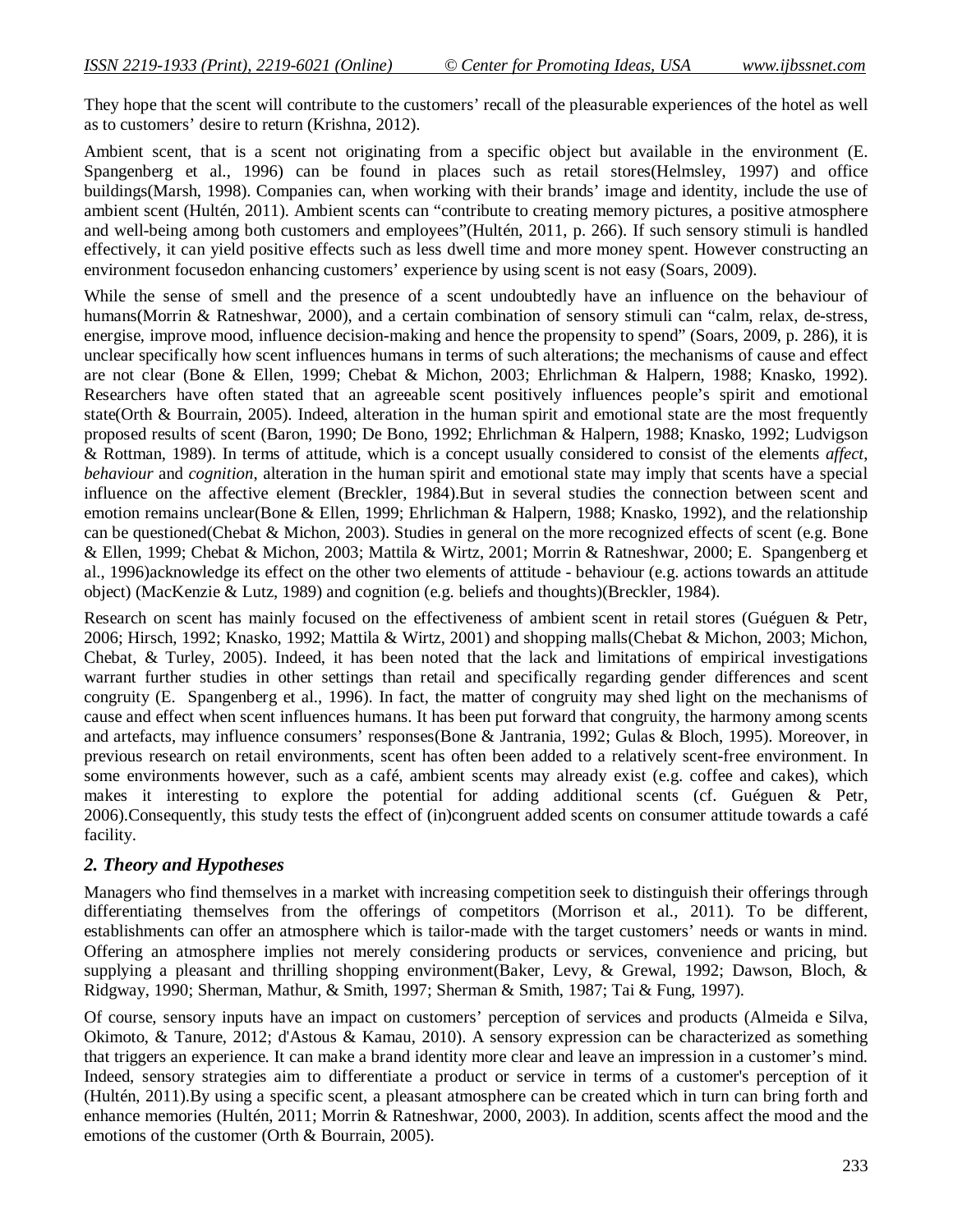They hope that the scent will contribute to the customers' recall of the pleasurable experiences of the hotel as well as to customers' desire to return (Krishna, 2012).

Ambient scent, that is a scent not originating from a specific object but available in the environment (E. Spangenberg et al., 1996) can be found in places such as retail stores(Helmsley, 1997) and office buildings(Marsh, 1998). Companies can, when working with their brands' image and identity, include the use of ambient scent (Hultén, 2011). Ambient scents can "contribute to creating memory pictures, a positive atmosphere and well-being among both customers and employees"(Hultén, 2011, p. 266). If such sensory stimuli is handled effectively, it can yield positive effects such as less dwell time and more money spent. However constructing an environment focusedon enhancing customers' experience by using scent is not easy (Soars, 2009).

While the sense of smell and the presence of a scent undoubtedly have an influence on the behaviour of humans(Morrin & Ratneshwar, 2000), and a certain combination of sensory stimuli can "calm, relax, de-stress, energise, improve mood, influence decision-making and hence the propensity to spend" (Soars, 2009, p. 286), it is unclear specifically how scent influences humans in terms of such alterations; the mechanisms of cause and effect are not clear (Bone & Ellen, 1999; Chebat & Michon, 2003; Ehrlichman & Halpern, 1988; Knasko, 1992). Researchers have often stated that an agreeable scent positively influences people's spirit and emotional state(Orth & Bourrain, 2005). Indeed, alteration in the human spirit and emotional state are the most frequently proposed results of scent (Baron, 1990; De Bono, 1992; Ehrlichman & Halpern, 1988; Knasko, 1992; Ludvigson & Rottman, 1989). In terms of attitude, which is a concept usually considered to consist of the elements *affect*, *behaviour* and *cognition*, alteration in the human spirit and emotional state may imply that scents have a special influence on the affective element (Breckler, 1984).But in several studies the connection between scent and emotion remains unclear(Bone & Ellen, 1999; Ehrlichman & Halpern, 1988; Knasko, 1992), and the relationship can be questioned(Chebat & Michon, 2003). Studies in general on the more recognized effects of scent (e.g. Bone & Ellen, 1999; Chebat & Michon, 2003; Mattila & Wirtz, 2001; Morrin & Ratneshwar, 2000; E. Spangenberg et al., 1996)acknowledge its effect on the other two elements of attitude - behaviour (e.g. actions towards an attitude object) (MacKenzie & Lutz, 1989) and cognition (e.g. beliefs and thoughts)(Breckler, 1984).

Research on scent has mainly focused on the effectiveness of ambient scent in retail stores (Guéguen & Petr, 2006; Hirsch, 1992; Knasko, 1992; Mattila & Wirtz, 2001) and shopping malls(Chebat & Michon, 2003; Michon, Chebat, & Turley, 2005). Indeed, it has been noted that the lack and limitations of empirical investigations warrant further studies in other settings than retail and specifically regarding gender differences and scent congruity (E. Spangenberg et al., 1996). In fact, the matter of congruity may shed light on the mechanisms of cause and effect when scent influences humans. It has been put forward that congruity, the harmony among scents and artefacts, may influence consumers' responses(Bone & Jantrania, 1992; Gulas & Bloch, 1995). Moreover, in previous research on retail environments, scent has often been added to a relatively scent-free environment. In some environments however, such as a café, ambient scents may already exist (e.g. coffee and cakes), which makes it interesting to explore the potential for adding additional scents (cf. Guéguen & Petr, 2006).Consequently, this study tests the effect of (in)congruent added scents on consumer attitude towards a café facility.

## 2. Theory and Hypotheses

Managers who find themselves in a market with increasing competition seek to distinguish their offerings through differentiating themselves from the offerings of competitors (Morrison et al., 2011). To be different, establishments can offer an atmosphere which is tailor-made with the target customers' needs or wants in mind. Offering an atmosphere implies not merely considering products or services, convenience and pricing, but supplying a pleasant and thrilling shopping environment(Baker, Levy, & Grewal, 1992; Dawson, Bloch, & Ridgway, 1990; Sherman, Mathur, & Smith, 1997; Sherman & Smith, 1987; Tai & Fung, 1997).

Of course, sensory inputs have an impact on customers' perception of services and products (Almeida e Silva, Okimoto, & Tanure, 2012; d'Astous & Kamau, 2010). A sensory expression can be characterized as something that triggers an experience. It can make a brand identity more clear and leave an impression in a customer's mind. Indeed, sensory strategies aim to differentiate a product or service in terms of a customer's perception of it (Hultén, 2011).By using a specific scent, a pleasant atmosphere can be created which in turn can bring forth and enhance memories (Hultén, 2011; Morrin & Ratneshwar, 2000, 2003). In addition, scents affect the mood and the emotions of the customer (Orth & Bourrain, 2005).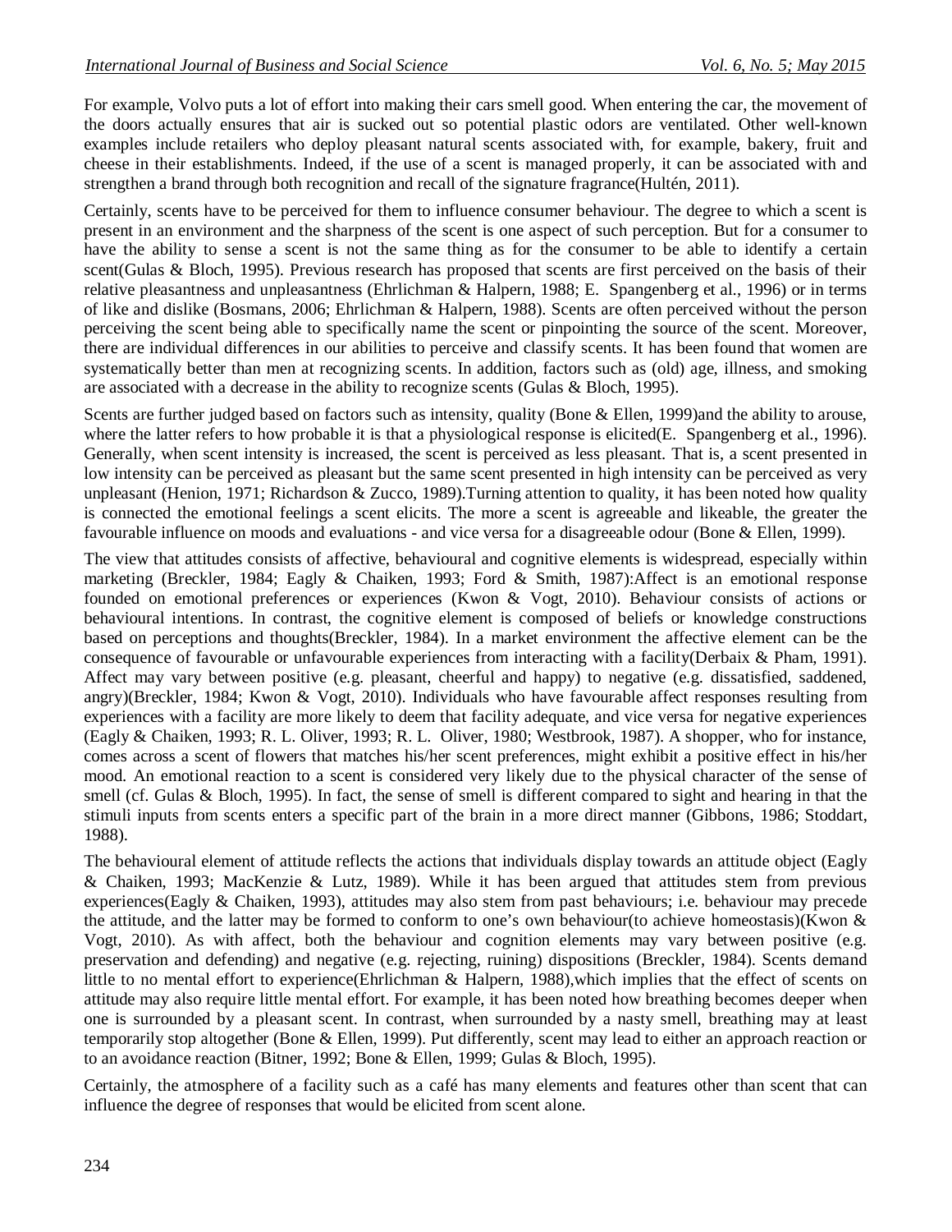For example, Volvo puts a lot of effort into making their cars smell good. When entering the car, the movement of the doors actually ensures that air is sucked out so potential plastic odors are ventilated. Other well-known examples include retailers who deploy pleasant natural scents associated with, for example, bakery, fruit and cheese in their establishments. Indeed, if the use of a scent is managed properly, it can be associated with and strengthen a brand through both recognition and recall of the signature fragrance(Hultén, 2011).

Certainly, scents have to be perceived for them to influence consumer behaviour. The degree to which a scent is present in an environment and the sharpness of the scent is one aspect of such perception. But for a consumer to have the ability to sense a scent is not the same thing as for the consumer to be able to identify a certain scent(Gulas & Bloch, 1995). Previous research has proposed that scents are first perceived on the basis of their relative pleasantness and unpleasantness (Ehrlichman & Halpern, 1988; E. Spangenberg et al., 1996) or in terms of like and dislike (Bosmans, 2006; Ehrlichman & Halpern, 1988). Scents are often perceived without the person perceiving the scent being able to specifically name the scent or pinpointing the source of the scent. Moreover, there are individual differences in our abilities to perceive and classify scents. It has been found that women are systematically better than men at recognizing scents. In addition, factors such as (old) age, illness, and smoking are associated with a decrease in the ability to recognize scents (Gulas & Bloch, 1995).

Scents are further judged based on factors such as intensity, quality (Bone & Ellen, 1999)and the ability to arouse, where the latter refers to how probable it is that a physiological response is elicited(E. Spangenberg et al., 1996). Generally, when scent intensity is increased, the scent is perceived as less pleasant. That is, a scent presented in low intensity can be perceived as pleasant but the same scent presented in high intensity can be perceived as very unpleasant (Henion, 1971; Richardson & Zucco, 1989).Turning attention to quality, it has been noted how quality is connected the emotional feelings a scent elicits. The more a scent is agreeable and likeable, the greater the favourable influence on moods and evaluations - and vice versa for a disagreeable odour (Bone & Ellen, 1999).

The view that attitudes consists of affective, behavioural and cognitive elements is widespread, especially within marketing (Breckler, 1984; Eagly & Chaiken, 1993; Ford & Smith, 1987):Affect is an emotional response founded on emotional preferences or experiences (Kwon & Vogt, 2010). Behaviour consists of actions or behavioural intentions. In contrast, the cognitive element is composed of beliefs or knowledge constructions based on perceptions and thoughts(Breckler, 1984). In a market environment the affective element can be the consequence of favourable or unfavourable experiences from interacting with a facility(Derbaix & Pham, 1991). Affect may vary between positive (e.g. pleasant, cheerful and happy) to negative (e.g. dissatisfied, saddened, angry)(Breckler, 1984; Kwon & Vogt, 2010). Individuals who have favourable affect responses resulting from experiences with a facility are more likely to deem that facility adequate, and vice versa for negative experiences (Eagly & Chaiken, 1993; R. L. Oliver, 1993; R. L. Oliver, 1980; Westbrook, 1987). A shopper, who for instance, comes across a scent of flowers that matches his/her scent preferences, might exhibit a positive effect in his/her mood. An emotional reaction to a scent is considered very likely due to the physical character of the sense of smell (cf. Gulas & Bloch, 1995). In fact, the sense of smell is different compared to sight and hearing in that the stimuli inputs from scents enters a specific part of the brain in a more direct manner (Gibbons, 1986; Stoddart, 1988).

The behavioural element of attitude reflects the actions that individuals display towards an attitude object (Eagly & Chaiken, 1993; MacKenzie & Lutz, 1989). While it has been argued that attitudes stem from previous experiences(Eagly & Chaiken, 1993), attitudes may also stem from past behaviours; i.e. behaviour may precede the attitude, and the latter may be formed to conform to one's own behaviour(to achieve homeostasis)(Kwon & Vogt, 2010). As with affect, both the behaviour and cognition elements may vary between positive (e.g. preservation and defending) and negative (e.g. rejecting, ruining) dispositions (Breckler, 1984). Scents demand little to no mental effort to experience(Ehrlichman & Halpern, 1988),which implies that the effect of scents on attitude may also require little mental effort. For example, it has been noted how breathing becomes deeper when one is surrounded by a pleasant scent. In contrast, when surrounded by a nasty smell, breathing may at least temporarily stop altogether (Bone & Ellen, 1999). Put differently, scent may lead to either an approach reaction or to an avoidance reaction (Bitner, 1992; Bone & Ellen, 1999; Gulas & Bloch, 1995).

Certainly, the atmosphere of a facility such as a café has many elements and features other than scent that can influence the degree of responses that would be elicited from scent alone.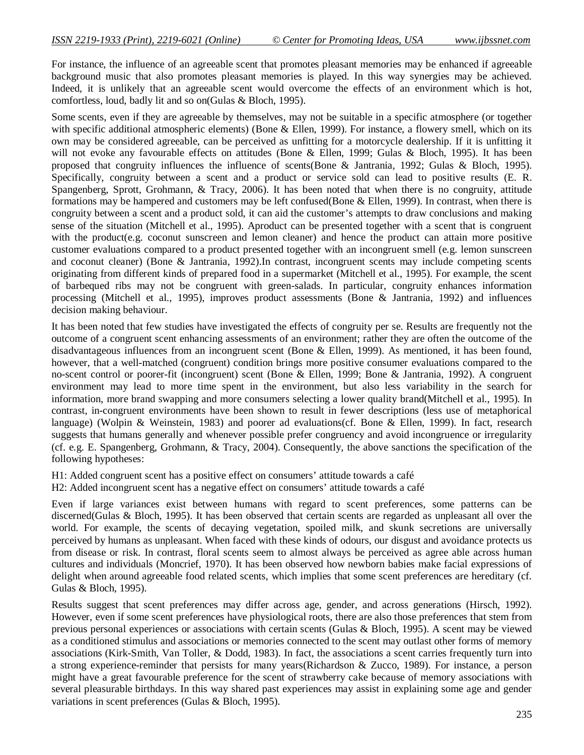For instance, the influence of an agreeable scent that promotes pleasant memories may be enhanced if agreeable background music that also promotes pleasant memories is played. In this way synergies may be achieved. Indeed, it is unlikely that an agreeable scent would overcome the effects of an environment which is hot, comfortless, loud, badly lit and so on(Gulas & Bloch, 1995).

Some scents, even if they are agreeable by themselves, may not be suitable in a specific atmosphere (or together with specific additional atmospheric elements) (Bone & Ellen, 1999). For instance, a flowery smell, which on its own may be considered agreeable, can be perceived as unfitting for a motorcycle dealership. If it is unfitting it will not evoke any favourable effects on attitudes (Bone & Ellen, 1999; Gulas & Bloch, 1995). It has been proposed that congruity influences the influence of scents(Bone & Jantrania, 1992; Gulas & Bloch, 1995). Specifically, congruity between a scent and a product or service sold can lead to positive results (E. R. Spangenberg, Sprott, Grohmann, & Tracy, 2006). It has been noted that when there is no congruity, attitude formations may be hampered and customers may be left confused(Bone & Ellen, 1999). In contrast, when there is congruity between a scent and a product sold, it can aid the customer's attempts to draw conclusions and making sense of the situation (Mitchell et al., 1995). Aproduct can be presented together with a scent that is congruent with the product(e.g. coconut sunscreen and lemon cleaner) and hence the product can attain more positive customer evaluations compared to a product presented together with an incongruent smell (e.g. lemon sunscreen and coconut cleaner) (Bone & Jantrania, 1992).In contrast, incongruent scents may include competing scents originating from different kinds of prepared food in a supermarket (Mitchell et al., 1995). For example, the scent of barbequed ribs may not be congruent with green-salads. In particular, congruity enhances information processing (Mitchell et al., 1995), improves product assessments (Bone & Jantrania, 1992) and influences decision making behaviour.

It has been noted that few studies have investigated the effects of congruity per se. Results are frequently not the outcome of a congruent scent enhancing assessments of an environment; rather they are often the outcome of the disadvantageous influences from an incongruent scent (Bone & Ellen, 1999). As mentioned, it has been found, however, that a well-matched (congruent) condition brings more positive consumer evaluations compared to the no-scent control or poorer-fit (incongruent) scent (Bone & Ellen, 1999; Bone & Jantrania, 1992). A congruent environment may lead to more time spent in the environment, but also less variability in the search for information, more brand swapping and more consumers selecting a lower quality brand(Mitchell et al., 1995). In contrast, in-congruent environments have been shown to result in fewer descriptions (less use of metaphorical language) (Wolpin & Weinstein, 1983) and poorer ad evaluations(cf. Bone & Ellen, 1999). In fact, research suggests that humans generally and whenever possible prefer congruency and avoid incongruence or irregularity (cf. e.g. E. Spangenberg, Grohmann, & Tracy, 2004). Consequently, the above sanctions the specification of the following hypotheses:

H1: Added congruent scent has a positive effect on consumers' attitude towards a café
H2: Added incongruent scent has a negative effect on consumers' attitude towards a café

Even if large variances exist between humans with regard to scent preferences, some patterns can be discerned(Gulas & Bloch, 1995). It has been observed that certain scents are regarded as unpleasant all over the world. For example, the scents of decaying vegetation, spoiled milk, and skunk secretions are universally perceived by humans as unpleasant. When faced with these kinds of odours, our disgust and avoidance protects us from disease or risk. In contrast, floral scents seem to almost always be perceived as agree able across human cultures and individuals (Moncrief, 1970). It has been observed how newborn babies make facial expressions of delight when around agreeable food related scents, which implies that some scent preferences are hereditary (cf. Gulas & Bloch, 1995).

Results suggest that scent preferences may differ across age, gender, and across generations (Hirsch, 1992). However, even if some scent preferences have physiological roots, there are also those preferences that stem from previous personal experiences or associations with certain scents (Gulas & Bloch, 1995). A scent may be viewed as a conditioned stimulus and associations or memories connected to the scent may outlast other forms of memory associations (Kirk-Smith, Van Toller, & Dodd, 1983). In fact, the associations a scent carries frequently turn into a strong experience-reminder that persists for many years(Richardson & Zucco, 1989). For instance, a person might have a great favourable preference for the scent of strawberry cake because of memory associations with several pleasurable birthdays. In this way shared past experiences may assist in explaining some age and gender variations in scent preferences (Gulas & Bloch, 1995).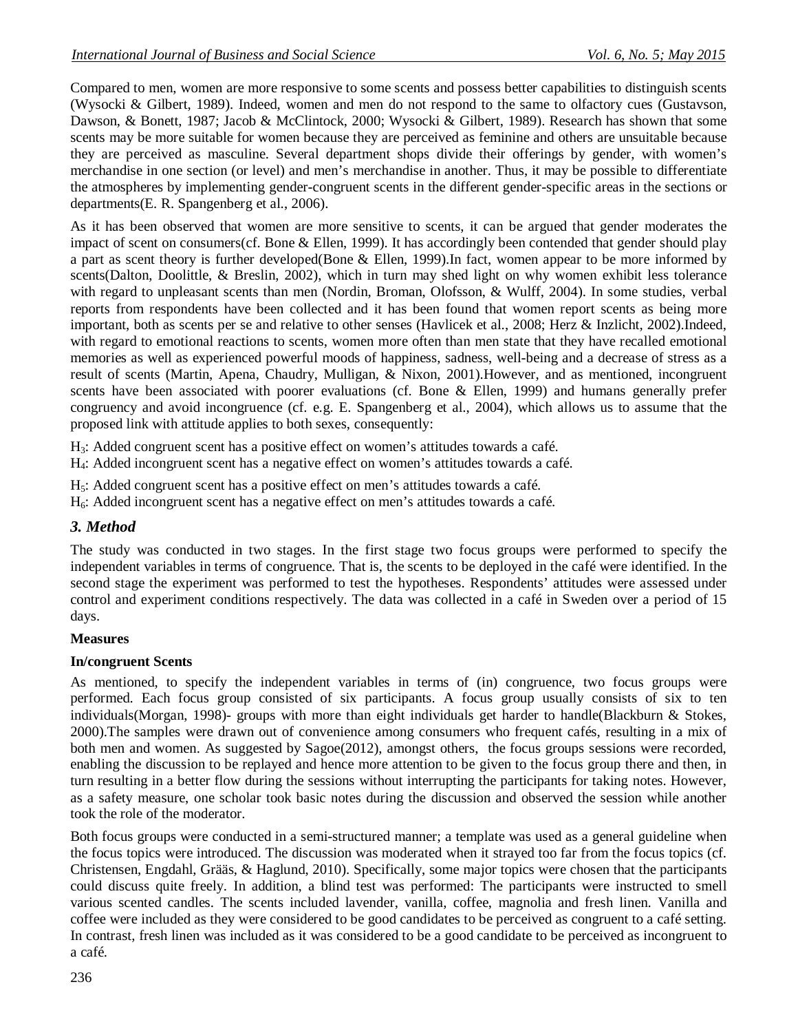Compared to men, women are more responsive to some scents and possess better capabilities to distinguish scents (Wysocki & Gilbert, 1989). Indeed, women and men do not respond to the same to olfactory cues (Gustavson, Dawson, & Bonett, 1987; Jacob & McClintock, 2000; Wysocki & Gilbert, 1989). Research has shown that some scents may be more suitable for women because they are perceived as feminine and others are unsuitable because they are perceived as masculine. Several department shops divide their offerings by gender, with women's merchandise in one section (or level) and men's merchandise in another. Thus, it may be possible to differentiate the atmospheres by implementing gender-congruent scents in the different gender-specific areas in the sections or departments(E. R. Spangenberg et al., 2006).

As it has been observed that women are more sensitive to scents, it can be argued that gender moderates the impact of scent on consumers(cf. Bone & Ellen, 1999). It has accordingly been contended that gender should play a part as scent theory is further developed(Bone & Ellen, 1999).In fact, women appear to be more informed by scents(Dalton, Doolittle, & Breslin, 2002), which in turn may shed light on why women exhibit less tolerance with regard to unpleasant scents than men (Nordin, Broman, Olofsson, & Wulff, 2004). In some studies, verbal reports from respondents have been collected and it has been found that women report scents as being more important, both as scents per se and relative to other senses (Havlicek et al., 2008; Herz & Inzlicht, 2002).Indeed, with regard to emotional reactions to scents, women more often than men state that they have recalled emotional memories as well as experienced powerful moods of happiness, sadness, well-being and a decrease of stress as a result of scents (Martin, Apena, Chaudry, Mulligan, & Nixon, 2001).However, and as mentioned, incongruent scents have been associated with poorer evaluations (cf. Bone & Ellen, 1999) and humans generally prefer congruency and avoid incongruence (cf. e.g. E. Spangenberg et al., 2004), which allows us to assume that the proposed link with attitude applies to both sexes, consequently:

$H_3$: Added congruent scent has a positive effect on women's attitudes towards a café.
$H_4$: Added incongruent scent has a negative effect on women's attitudes towards a café.

$H_5$: Added congruent scent has a positive effect on men's attitudes towards a café.
$H_6$: Added incongruent scent has a negative effect on men's attitudes towards a café.

## *3. Method*

The study was conducted in two stages. In the first stage two focus groups were performed to specify the independent variables in terms of congruence. That is, the scents to be deployed in the café were identified. In the second stage the experiment was performed to test the hypotheses. Respondents' attitudes were assessed under control and experiment conditions respectively. The data was collected in a café in Sweden over a period of 15 days.

**Measures**

**In/congruent Scents**

As mentioned, to specify the independent variables in terms of (in) congruence, two focus groups were performed. Each focus group consisted of six participants. A focus group usually consists of six to ten individuals(Morgan, 1998)- groups with more than eight individuals get harder to handle(Blackburn & Stokes, 2000).The samples were drawn out of convenience among consumers who frequent cafés, resulting in a mix of both men and women. As suggested by Sagoe(2012), amongst others, the focus groups sessions were recorded, enabling the discussion to be replayed and hence more attention to be given to the focus group there and then, in turn resulting in a better flow during the sessions without interrupting the participants for taking notes. However, as a safety measure, one scholar took basic notes during the discussion and observed the session while another took the role of the moderator.

Both focus groups were conducted in a semi-structured manner; a template was used as a general guideline when the focus topics were introduced. The discussion was moderated when it strayed too far from the focus topics (cf. Christensen, Engdahl, Grääs, & Haglund, 2010). Specifically, some major topics were chosen that the participants could discuss quite freely. In addition, a blind test was performed: The participants were instructed to smell various scented candles. The scents included lavender, vanilla, coffee, magnolia and fresh linen. Vanilla and coffee were included as they were considered to be good candidates to be perceived as congruent to a café setting. In contrast, fresh linen was included as it was considered to be a good candidate to be perceived as incongruent to a café.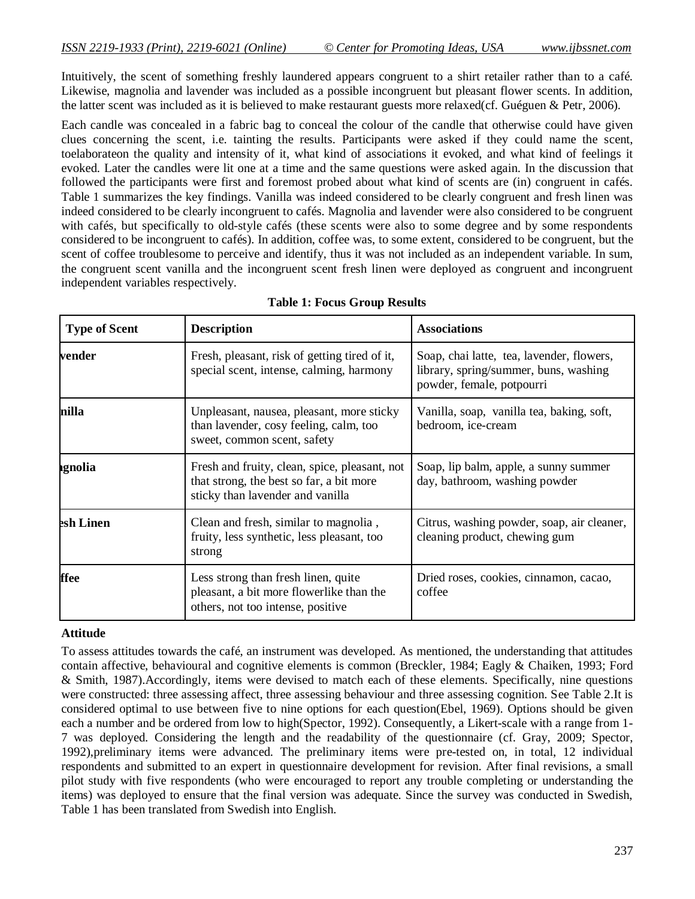Intuitively, the scent of something freshly laundered appears congruent to a shirt retailer rather than to a café. Likewise, magnolia and lavender was included as a possible incongruent but pleasant flower scents. In addition, the latter scent was included as it is believed to make restaurant guests more relaxed(cf. Guéguen & Petr, 2006).

Each candle was concealed in a fabric bag to conceal the colour of the candle that otherwise could have given clues concerning the scent, i.e. tainting the results. Participants were asked if they could name the scent, toelaborateon the quality and intensity of it, what kind of associations it evoked, and what kind of feelings it evoked. Later the candles were lit one at a time and the same questions were asked again. In the discussion that followed the participants were first and foremost probed about what kind of scents are (in) congruent in cafés. Table 1 summarizes the key findings. Vanilla was indeed considered to be clearly congruent and fresh linen was indeed considered to be clearly incongruent to cafés. Magnolia and lavender were also considered to be congruent with cafés, but specifically to old-style cafés (these scents were also to some degree and by some respondents considered to be incongruent to cafés). In addition, coffee was, to some extent, considered to be congruent, but the scent of coffee troublesome to perceive and identify, thus it was not included as an independent variable. In sum, the congruent scent vanilla and the incongruent scent fresh linen were deployed as congruent and incongruent independent variables respectively.

**Table 1: Focus Group Results**

| Type of Scent | Description | Associations |
|---|---|---|
| vender | Fresh, pleasant, risk of getting tired of it, special scent, intense, calming, harmony | Soap, chai latte, tea, lavender, flowers, library, spring/summer, buns, washing powder, female, potpourri |
| nilla | Unpleasant, nausea, pleasant, more sticky than lavender, cosy feeling, calm, too sweet, common scent, safety | Vanilla, soap, vanilla tea, baking, soft, bedroom, ice-cream |
| agnolia | Fresh and fruity, clean, spice, pleasant, not that strong, the best so far, a bit more sticky than lavender and vanilla | Soap, lip balm, apple, a sunny summer day, bathroom, washing powder |
| esh Linen | Clean and fresh, similar to magnolia , fruity, less synthetic, less pleasant, too strong | Citrus, washing powder, soap, air cleaner, cleaning product, chewing gum |
| ffee | Less strong than fresh linen, quite pleasant, a bit more flowerlike than the others, not too intense, positive | Dried roses, cookies, cinnamon, cacao, coffee |

**Attitude**

To assess attitudes towards the café, an instrument was developed. As mentioned, the understanding that attitudes contain affective, behavioural and cognitive elements is common (Breckler, 1984; Eagly & Chaiken, 1993; Ford & Smith, 1987).Accordingly, items were devised to match each of these elements. Specifically, nine questions were constructed: three assessing affect, three assessing behaviour and three assessing cognition. See Table 2.It is considered optimal to use between five to nine options for each question(Ebel, 1969). Options should be given each a number and be ordered from low to high(Spector, 1992). Consequently, a Likert-scale with a range from 1-7 was deployed. Considering the length and the readability of the questionnaire (cf. Gray, 2009; Spector, 1992),preliminary items were advanced. The preliminary items were pre-tested on, in total, 12 individual respondents and submitted to an expert in questionnaire development for revision. After final revisions, a small pilot study with five respondents (who were encouraged to report any trouble completing or understanding the items) was deployed to ensure that the final version was adequate. Since the survey was conducted in Swedish, Table 1 has been translated from Swedish into English.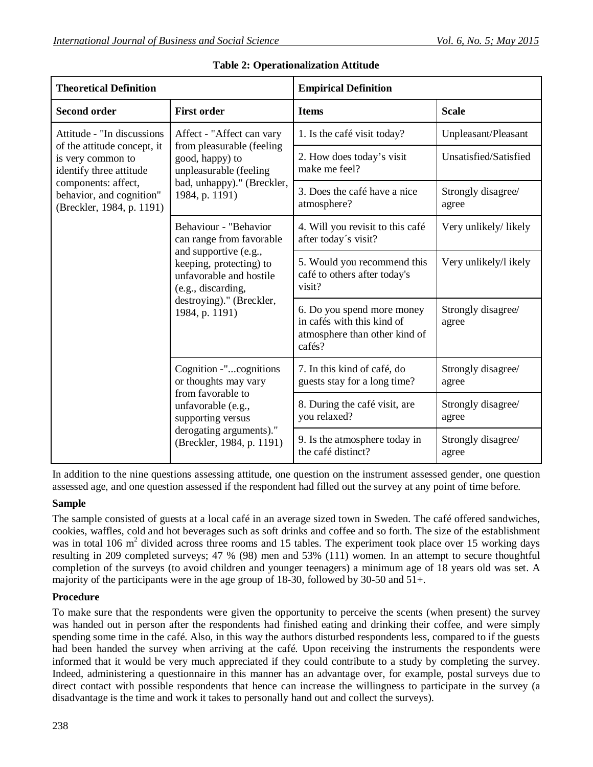**Table 2: Operationalization Attitude**

| Theoretical Definition | | Empirical Definition | |
|---|---|---|---|
| **Second order** | **First order** | **Items** | **Scale** |
| Attitude - "In discussions of the attitude concept, it is very common to identify three attitude components: affect, behavior, and cognition" (Breckler, 1984, p. 1191) | Affect - "Affect can vary from pleasurable (feeling good, happy) to unpleasurable (feeling bad, unhappy)." (Breckler, 1984, p. 1191) | 1. Is the café visit today? | Unpleasant/Pleasant |
| | | 2. How does today's visit make me feel? | Unsatisfied/Satisfied |
| | | 3. Does the café have a nice atmosphere? | Strongly disagree/ agree |
| | Behaviour - "Behavior can range from favorable and supportive (e.g., keeping, protecting) to unfavorable and hostile (e.g., discarding, destroying)." (Breckler, 1984, p. 1191) | 4. Will you revisit to this café after today´s visit? | Very unlikely/ likely |
| | | 5. Would you recommend this café to others after today's visit? | Very unlikely/l ikely |
| | | 6. Do you spend more money in cafés with this kind of atmosphere than other kind of cafés? | Strongly disagree/ agree |
| | Cognition -"...cognitions or thoughts may vary from favorable to unfavorable (e.g., supporting versus derogating arguments)." (Breckler, 1984, p. 1191) | 7. In this kind of café, do guests stay for a long time? | Strongly disagree/ agree |
| | | 8. During the café visit, are you relaxed? | Strongly disagree/ agree |
| | | 9. Is the atmosphere today in the café distinct? | Strongly disagree/ agree |

In addition to the nine questions assessing attitude, one question on the instrument assessed gender, one question assessed age, and one question assessed if the respondent had filled out the survey at any point of time before.

**Sample**

The sample consisted of guests at a local café in an average sized town in Sweden. The café offered sandwiches, cookies, waffles, cold and hot beverages such as soft drinks and coffee and so forth. The size of the establishment was in total 106 $m^2$ divided across three rooms and 15 tables. The experiment took place over 15 working days resulting in 209 completed surveys; 47 % (98) men and 53% (111) women. In an attempt to secure thoughtful completion of the surveys (to avoid children and younger teenagers) a minimum age of 18 years old was set. A majority of the participants were in the age group of 18-30, followed by 30-50 and 51+.

**Procedure**

To make sure that the respondents were given the opportunity to perceive the scents (when present) the survey was handed out in person after the respondents had finished eating and drinking their coffee, and were simply spending some time in the café. Also, in this way the authors disturbed respondents less, compared to if the guests had been handed the survey when arriving at the café. Upon receiving the instruments the respondents were informed that it would be very much appreciated if they could contribute to a study by completing the survey. Indeed, administering a questionnaire in this manner has an advantage over, for example, postal surveys due to direct contact with possible respondents that hence can increase the willingness to participate in the survey (a disadvantage is the time and work it takes to personally hand out and collect the surveys).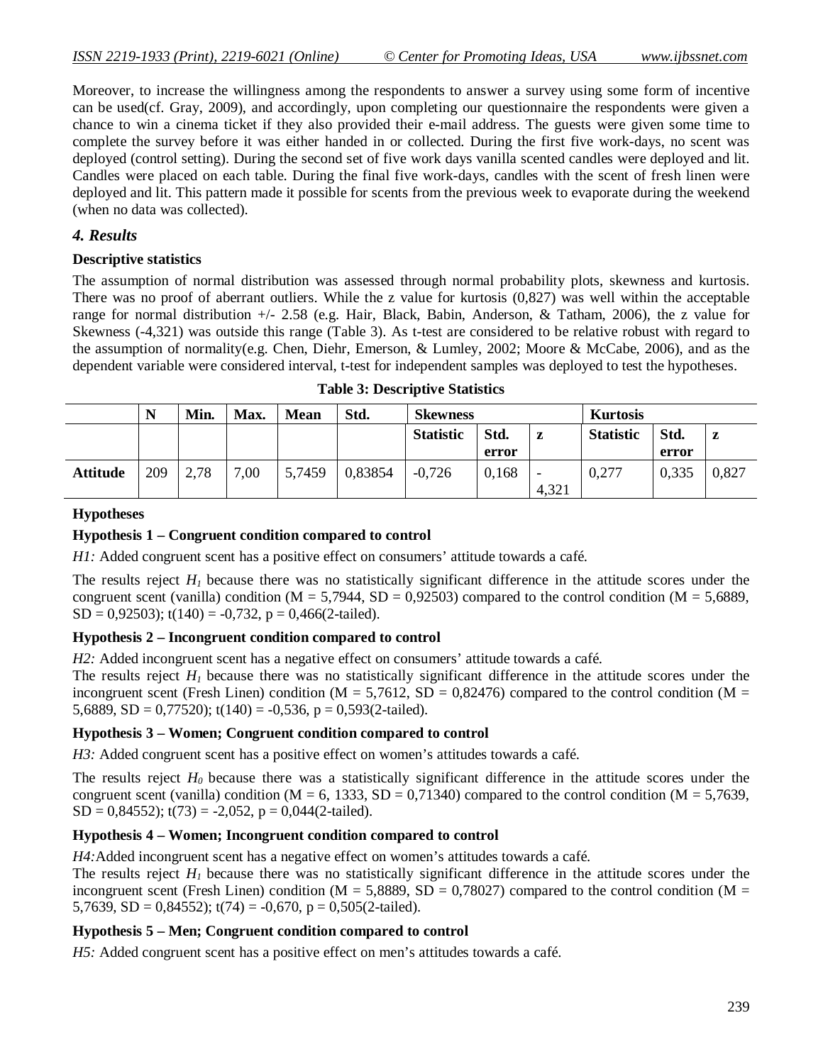Moreover, to increase the willingness among the respondents to answer a survey using some form of incentive can be used(cf. Gray, 2009), and accordingly, upon completing our questionnaire the respondents were given a chance to win a cinema ticket if they also provided their e-mail address. The guests were given some time to complete the survey before it was either handed in or collected. During the first five work-days, no scent was deployed (control setting). During the second set of five work days vanilla scented candles were deployed and lit. Candles were placed on each table. During the final five work-days, candles with the scent of fresh linen were deployed and lit. This pattern made it possible for scents from the previous week to evaporate during the weekend (when no data was collected).

### *4. Results*

**Descriptive statistics**

The assumption of normal distribution was assessed through normal probability plots, skewness and kurtosis. There was no proof of aberrant outliers. While the z value for kurtosis (0,827) was well within the acceptable range for normal distribution +/- 2.58 (e.g. Hair, Black, Babin, Anderson, & Tatham, 2006), the z value for Skewness (-4,321) was outside this range (Table 3). As t-test are considered to be relative robust with regard to the assumption of normality(e.g. Chen, Diehr, Emerson, & Lumley, 2002; Moore & McCabe, 2006), and as the dependent variable were considered interval, t-test for independent samples was deployed to test the hypotheses.

**Table 3: Descriptive Statistics**

| | N | Min. | Max. | Mean | Std. | Skewness | | | Kurtosis | | |
|---|---|---|---|---|---|---|---|---|---|---|---|
| | | | | | | Statistic | Std. error | z | Statistic | Std. error | z |
| **Attitude** | 209 | 2,78 | 7,00 | 5,7459 | 0,83854 | -0,726 | 0,168 | -4,321 | 0,277 | 0,335 | 0,827 |

**Hypotheses**

**Hypothesis 1 – Congruent condition compared to control**

*H1:* Added congruent scent has a positive effect on consumers' attitude towards a café.

The results reject $H_1$ because there was no statistically significant difference in the attitude scores under the congruent scent (vanilla) condition (M = 5,7944, SD = 0,92503) compared to the control condition (M = 5,6889, SD = 0,92503); t(140) = -0,732, p = 0,466(2-tailed).

**Hypothesis 2 – Incongruent condition compared to control**

*H2:* Added incongruent scent has a negative effect on consumers' attitude towards a café.

The results reject $H_1$ because there was no statistically significant difference in the attitude scores under the incongruent scent (Fresh Linen) condition (M = 5,7612, SD = 0,82476) compared to the control condition (M = 5,6889, SD = 0,77520); t(140) = -0,536, p = 0,593(2-tailed).

**Hypothesis 3 – Women; Congruent condition compared to control**

*H3:* Added congruent scent has a positive effect on women's attitudes towards a café.

The results reject $H_0$ because there was a statistically significant difference in the attitude scores under the congruent scent (vanilla) condition (M = 6, 1333, SD = 0,71340) compared to the control condition (M = 5,7639, SD = 0,84552); t(73) = -2,052, p = 0,044(2-tailed).

**Hypothesis 4 – Women; Incongruent condition compared to control**

*H4:*Added incongruent scent has a negative effect on women's attitudes towards a café.

The results reject $H_1$ because there was no statistically significant difference in the attitude scores under the incongruent scent (Fresh Linen) condition (M = 5,8889, SD = 0,78027) compared to the control condition (M = 5,7639, SD = 0,84552); t(74) = -0,670, p = 0,505(2-tailed).

**Hypothesis 5 – Men; Congruent condition compared to control**

*H5:* Added congruent scent has a positive effect on men's attitudes towards a café.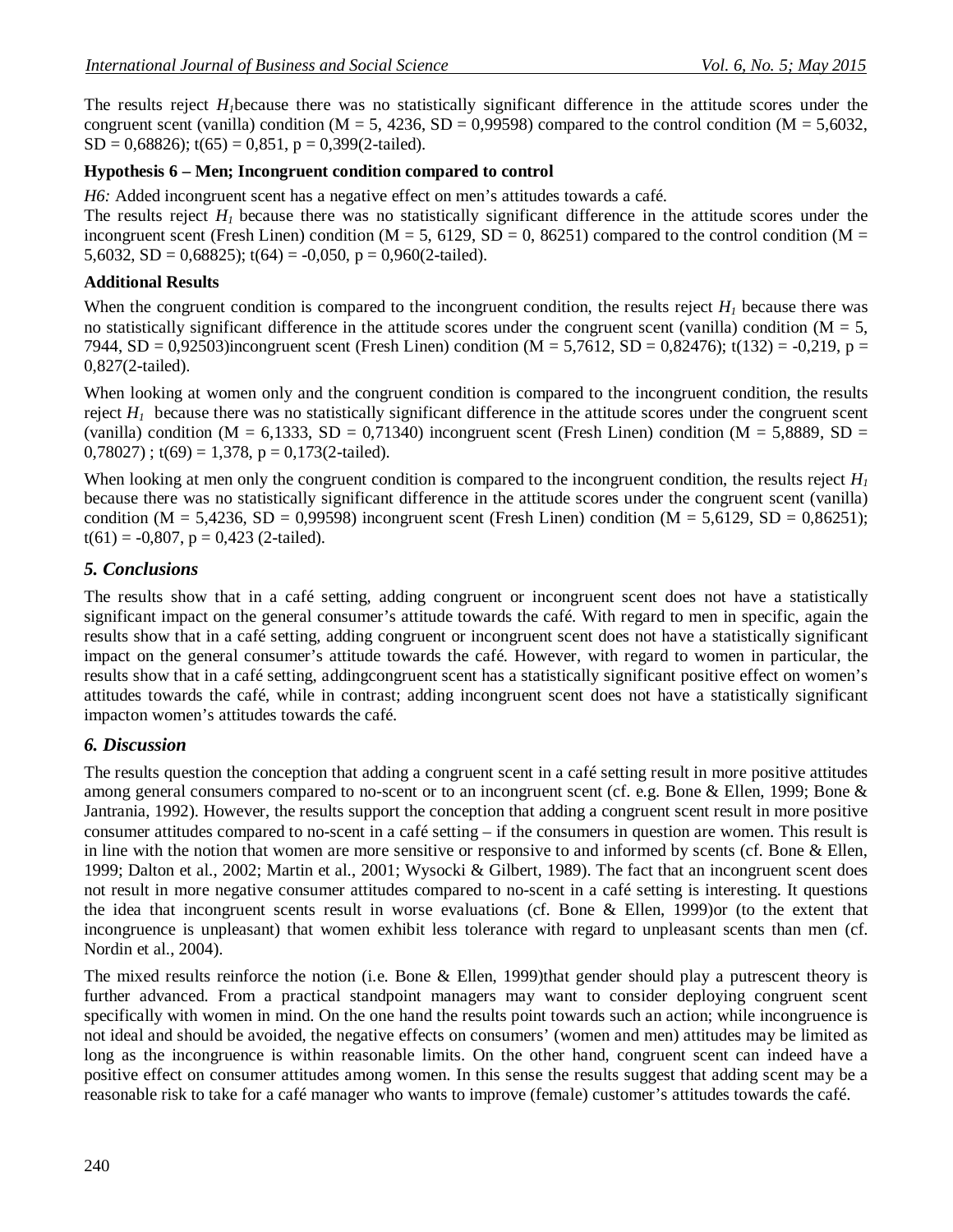The results reject $H_1$because there was no statistically significant difference in the attitude scores under the congruent scent (vanilla) condition (M = 5, 4236, SD = 0,99598) compared to the control condition (M = 5,6032, SD = 0,68826); t(65) = 0,851, p = 0,399(2-tailed).

**Hypothesis 6 – Men; Incongruent condition compared to control**

*H6:* Added incongruent scent has a negative effect on men's attitudes towards a café.

The results reject $H_1$ because there was no statistically significant difference in the attitude scores under the incongruent scent (Fresh Linen) condition (M = 5, 6129, SD = 0, 86251) compared to the control condition (M = 5,6032, SD = 0,68825); t(64) = -0,050, p = 0,960(2-tailed).

**Additional Results**

When the congruent condition is compared to the incongruent condition, the results reject $H_1$ because there was no statistically significant difference in the attitude scores under the congruent scent (vanilla) condition (M = 5, 7944, SD = 0,92503)incongruent scent (Fresh Linen) condition (M = 5,7612, SD = 0,82476); t(132) = -0,219, p = 0,827(2-tailed).

When looking at women only and the congruent condition is compared to the incongruent condition, the results reject $H_1$ because there was no statistically significant difference in the attitude scores under the congruent scent (vanilla) condition (M = 6,1333, SD = 0,71340) incongruent scent (Fresh Linen) condition (M = 5,8889, SD = 0,78027) ; t(69) = 1,378, p = 0,173(2-tailed).

When looking at men only the congruent condition is compared to the incongruent condition, the results reject $H_1$ because there was no statistically significant difference in the attitude scores under the congruent scent (vanilla) condition (M = 5,4236, SD = 0,99598) incongruent scent (Fresh Linen) condition (M = 5,6129, SD = 0,86251); t(61) = -0,807, p = 0,423 (2-tailed).

## *5. Conclusions*

The results show that in a café setting, adding congruent or incongruent scent does not have a statistically significant impact on the general consumer's attitude towards the café. With regard to men in specific, again the results show that in a café setting, adding congruent or incongruent scent does not have a statistically significant impact on the general consumer's attitude towards the café. However, with regard to women in particular, the results show that in a café setting, addingcongruent scent has a statistically significant positive effect on women's attitudes towards the café, while in contrast; adding incongruent scent does not have a statistically significant impacton women's attitudes towards the café.

## *6. Discussion*

The results question the conception that adding a congruent scent in a café setting result in more positive attitudes among general consumers compared to no-scent or to an incongruent scent (cf. e.g. Bone & Ellen, 1999; Bone & Jantrania, 1992). However, the results support the conception that adding a congruent scent result in more positive consumer attitudes compared to no-scent in a café setting – if the consumers in question are women. This result is in line with the notion that women are more sensitive or responsive to and informed by scents (cf. Bone & Ellen, 1999; Dalton et al., 2002; Martin et al., 2001; Wysocki & Gilbert, 1989). The fact that an incongruent scent does not result in more negative consumer attitudes compared to no-scent in a café setting is interesting. It questions the idea that incongruent scents result in worse evaluations (cf. Bone & Ellen, 1999)or (to the extent that incongruence is unpleasant) that women exhibit less tolerance with regard to unpleasant scents than men (cf. Nordin et al., 2004).

The mixed results reinforce the notion (i.e. Bone & Ellen, 1999)that gender should play a putrescent theory is further advanced. From a practical standpoint managers may want to consider deploying congruent scent specifically with women in mind. On the one hand the results point towards such an action; while incongruence is not ideal and should be avoided, the negative effects on consumers' (women and men) attitudes may be limited as long as the incongruence is within reasonable limits. On the other hand, congruent scent can indeed have a positive effect on consumer attitudes among women. In this sense the results suggest that adding scent may be a reasonable risk to take for a café manager who wants to improve (female) customer's attitudes towards the café.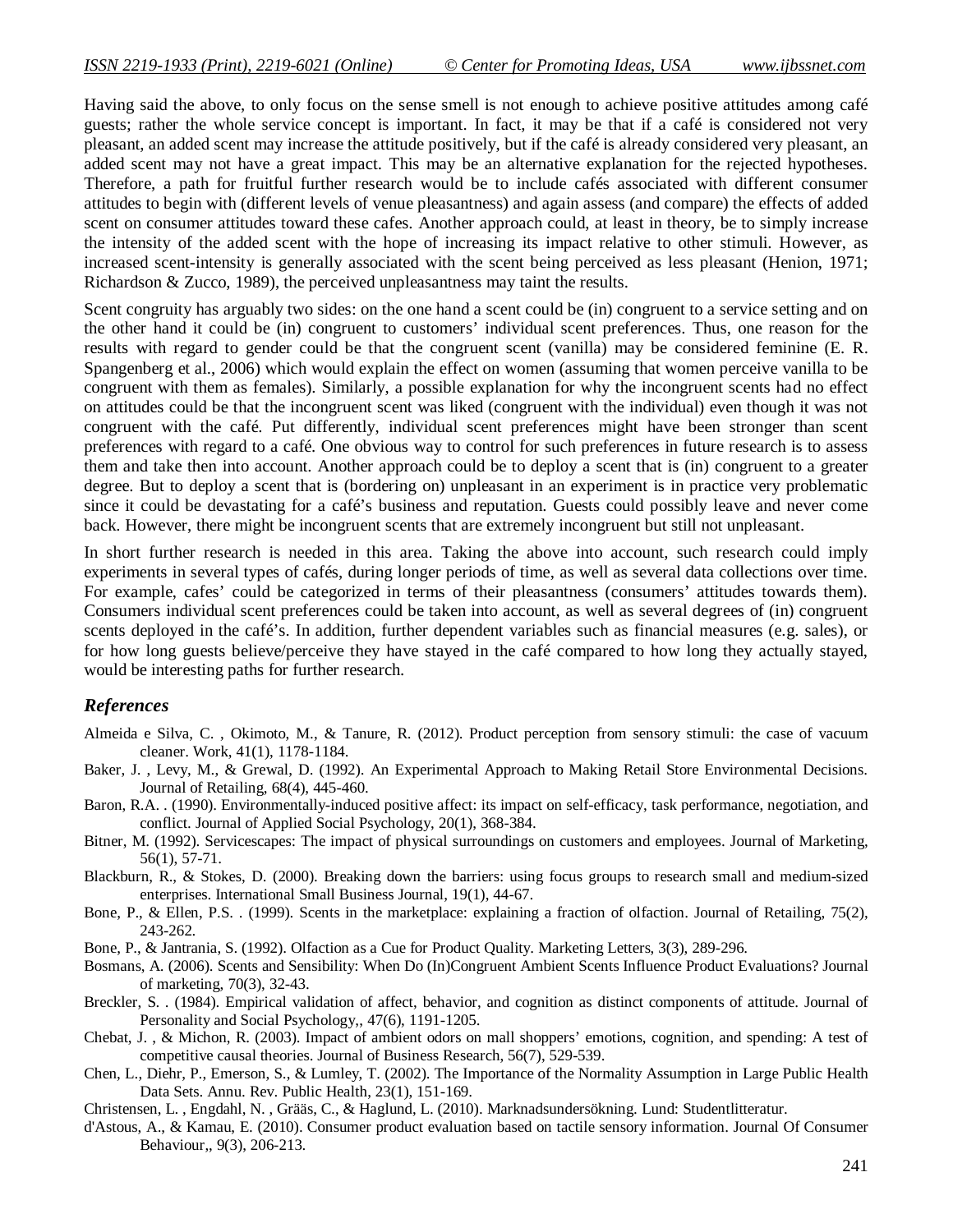Having said the above, to only focus on the sense smell is not enough to achieve positive attitudes among café guests; rather the whole service concept is important. In fact, it may be that if a café is considered not very pleasant, an added scent may increase the attitude positively, but if the café is already considered very pleasant, an added scent may not have a great impact. This may be an alternative explanation for the rejected hypotheses. Therefore, a path for fruitful further research would be to include cafés associated with different consumer attitudes to begin with (different levels of venue pleasantness) and again assess (and compare) the effects of added scent on consumer attitudes toward these cafes. Another approach could, at least in theory, be to simply increase the intensity of the added scent with the hope of increasing its impact relative to other stimuli. However, as increased scent-intensity is generally associated with the scent being perceived as less pleasant (Henion, 1971; Richardson & Zucco, 1989), the perceived unpleasantness may taint the results.

Scent congruity has arguably two sides: on the one hand a scent could be (in) congruent to a service setting and on the other hand it could be (in) congruent to customers' individual scent preferences. Thus, one reason for the results with regard to gender could be that the congruent scent (vanilla) may be considered feminine (E. R. Spangenberg et al., 2006) which would explain the effect on women (assuming that women perceive vanilla to be congruent with them as females). Similarly, a possible explanation for why the incongruent scents had no effect on attitudes could be that the incongruent scent was liked (congruent with the individual) even though it was not congruent with the café. Put differently, individual scent preferences might have been stronger than scent preferences with regard to a café. One obvious way to control for such preferences in future research is to assess them and take then into account. Another approach could be to deploy a scent that is (in) congruent to a greater degree. But to deploy a scent that is (bordering on) unpleasant in an experiment is in practice very problematic since it could be devastating for a café's business and reputation. Guests could possibly leave and never come back. However, there might be incongruent scents that are extremely incongruent but still not unpleasant.

In short further research is needed in this area. Taking the above into account, such research could imply experiments in several types of cafés, during longer periods of time, as well as several data collections over time. For example, cafes' could be categorized in terms of their pleasantness (consumers' attitudes towards them). Consumers individual scent preferences could be taken into account, as well as several degrees of (in) congruent scents deployed in the café's. In addition, further dependent variables such as financial measures (e.g. sales), or for how long guests believe/perceive they have stayed in the café compared to how long they actually stayed, would be interesting paths for further research.

## *References*

Almeida e Silva, C. , Okimoto, M., & Tanure, R. (2012). Product perception from sensory stimuli: the case of vacuum cleaner. Work, 41(1), 1178-1184.

Baker, J. , Levy, M., & Grewal, D. (1992). An Experimental Approach to Making Retail Store Environmental Decisions. Journal of Retailing, 68(4), 445-460.

Baron, R.A. . (1990). Environmentally-induced positive affect: its impact on self-efficacy, task performance, negotiation, and conflict. Journal of Applied Social Psychology, 20(1), 368-384.

Bitner, M. (1992). Servicescapes: The impact of physical surroundings on customers and employees. Journal of Marketing, 56(1), 57-71.

Blackburn, R., & Stokes, D. (2000). Breaking down the barriers: using focus groups to research small and medium-sized enterprises. International Small Business Journal, 19(1), 44-67.

Bone, P., & Ellen, P.S. . (1999). Scents in the marketplace: explaining a fraction of olfaction. Journal of Retailing, 75(2), 243-262.

Bone, P., & Jantrania, S. (1992). Olfaction as a Cue for Product Quality. Marketing Letters, 3(3), 289-296.

Bosmans, A. (2006). Scents and Sensibility: When Do (In)Congruent Ambient Scents Influence Product Evaluations? Journal of marketing, 70(3), 32-43.

Breckler, S. . (1984). Empirical validation of affect, behavior, and cognition as distinct components of attitude. Journal of Personality and Social Psychology,, 47(6), 1191-1205.

Chebat, J. , & Michon, R. (2003). Impact of ambient odors on mall shoppers' emotions, cognition, and spending: A test of competitive causal theories. Journal of Business Research, 56(7), 529-539.

Chen, L., Diehr, P., Emerson, S., & Lumley, T. (2002). The Importance of the Normality Assumption in Large Public Health Data Sets. Annu. Rev. Public Health, 23(1), 151-169.

Christensen, L. , Engdahl, N. , Grääs, C., & Haglund, L. (2010). Marknadsundersökning. Lund: Studentlitteratur.

d'Astous, A., & Kamau, E. (2010). Consumer product evaluation based on tactile sensory information. Journal Of Consumer Behaviour,, 9(3), 206-213.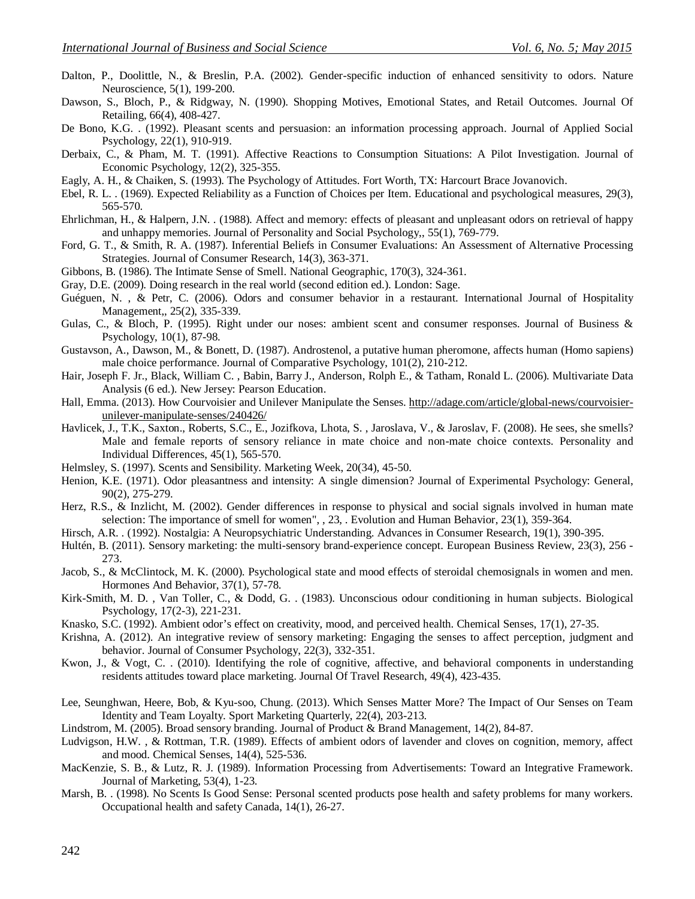Dalton, P., Doolittle, N., & Breslin, P.A. (2002). Gender-specific induction of enhanced sensitivity to odors. Nature Neuroscience, 5(1), 199-200.

Dawson, S., Bloch, P., & Ridgway, N. (1990). Shopping Motives, Emotional States, and Retail Outcomes. Journal Of Retailing, 66(4), 408-427.

De Bono, K.G. . (1992). Pleasant scents and persuasion: an information processing approach. Journal of Applied Social Psychology, 22(1), 910-919.

Derbaix, C., & Pham, M. T. (1991). Affective Reactions to Consumption Situations: A Pilot Investigation. Journal of Economic Psychology, 12(2), 325-355.

Eagly, A. H., & Chaiken, S. (1993). The Psychology of Attitudes. Fort Worth, TX: Harcourt Brace Jovanovich.

Ebel, R. L. . (1969). Expected Reliability as a Function of Choices per Item. Educational and psychological measures, 29(3), 565-570.

Ehrlichman, H., & Halpern, J.N. . (1988). Affect and memory: effects of pleasant and unpleasant odors on retrieval of happy and unhappy memories. Journal of Personality and Social Psychology,, 55(1), 769-779.

Ford, G. T., & Smith, R. A. (1987). Inferential Beliefs in Consumer Evaluations: An Assessment of Alternative Processing Strategies. Journal of Consumer Research, 14(3), 363-371.

Gibbons, B. (1986). The Intimate Sense of Smell. National Geographic, 170(3), 324-361.

Gray, D.E. (2009). Doing research in the real world (second edition ed.). London: Sage.

Guéguen, N. , & Petr, C. (2006). Odors and consumer behavior in a restaurant. International Journal of Hospitality Management,, 25(2), 335-339.

Gulas, C., & Bloch, P. (1995). Right under our noses: ambient scent and consumer responses. Journal of Business & Psychology, 10(1), 87-98.

Gustavson, A., Dawson, M., & Bonett, D. (1987). Androstenol, a putative human pheromone, affects human (Homo sapiens) male choice performance. Journal of Comparative Psychology, 101(2), 210-212.

Hair, Joseph F. Jr., Black, William C. , Babin, Barry J., Anderson, Rolph E., & Tatham, Ronald L. (2006). Multivariate Data Analysis (6 ed.). New Jersey: Pearson Education.

Hall, Emma. (2013). How Courvoisier and Unilever Manipulate the Senses. http://adage.com/article/global-news/courvoisier-unilever-manipulate-senses/240426/

Havlicek, J., T.K., Saxton., Roberts, S.C., E., Jozifkova, Lhota, S. , Jaroslava, V., & Jaroslav, F. (2008). He sees, she smells? Male and female reports of sensory reliance in mate choice and non-mate choice contexts. Personality and Individual Differences, 45(1), 565-570.

Helmsley, S. (1997). Scents and Sensibility. Marketing Week, 20(34), 45-50.

Henion, K.E. (1971). Odor pleasantness and intensity: A single dimension? Journal of Experimental Psychology: General, 90(2), 275-279.

Herz, R.S., & Inzlicht, M. (2002). Gender differences in response to physical and social signals involved in human mate selection: The importance of smell for women", , 23, . Evolution and Human Behavior, 23(1), 359-364.

Hirsch, A.R. . (1992). Nostalgia: A Neuropsychiatric Understanding. Advances in Consumer Research, 19(1), 390-395.

Hultén, B. (2011). Sensory marketing: the multi-sensory brand-experience concept. European Business Review, 23(3), 256 - 273.

Jacob, S., & McClintock, M. K. (2000). Psychological state and mood effects of steroidal chemosignals in women and men. Hormones And Behavior, 37(1), 57-78.

Kirk-Smith, M. D. , Van Toller, C., & Dodd, G. . (1983). Unconscious odour conditioning in human subjects. Biological Psychology, 17(2-3), 221-231.

Knasko, S.C. (1992). Ambient odor's effect on creativity, mood, and perceived health. Chemical Senses, 17(1), 27-35.

Krishna, A. (2012). An integrative review of sensory marketing: Engaging the senses to affect perception, judgment and behavior. Journal of Consumer Psychology, 22(3), 332-351.

Kwon, J., & Vogt, C. . (2010). Identifying the role of cognitive, affective, and behavioral components in understanding residents attitudes toward place marketing. Journal Of Travel Research, 49(4), 423-435.

Lee, Seunghwan, Heere, Bob, & Kyu-soo, Chung. (2013). Which Senses Matter More? The Impact of Our Senses on Team Identity and Team Loyalty. Sport Marketing Quarterly, 22(4), 203-213.

Lindstrom, M. (2005). Broad sensory branding. Journal of Product & Brand Management, 14(2), 84-87.

Ludvigson, H.W. , & Rottman, T.R. (1989). Effects of ambient odors of lavender and cloves on cognition, memory, affect and mood. Chemical Senses, 14(4), 525-536.

MacKenzie, S. B., & Lutz, R. J. (1989). Information Processing from Advertisements: Toward an Integrative Framework. Journal of Marketing, 53(4), 1-23.

Marsh, B. . (1998). No Scents Is Good Sense: Personal scented products pose health and safety problems for many workers. Occupational health and safety Canada, 14(1), 26-27.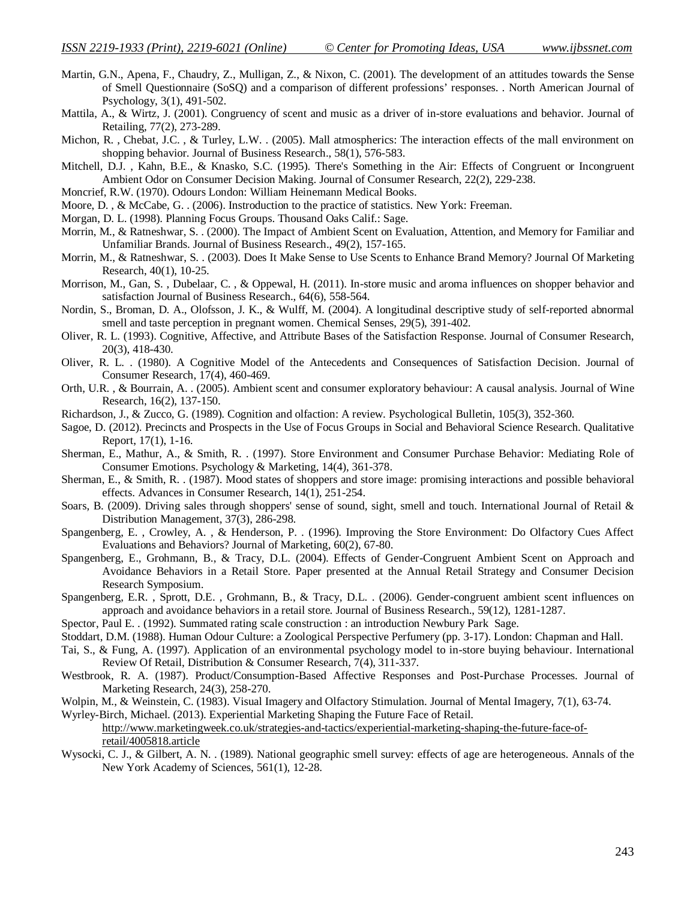Martin, G.N., Apena, F., Chaudry, Z., Mulligan, Z., & Nixon, C. (2001). The development of an attitudes towards the Sense of Smell Questionnaire (SoSQ) and a comparison of different professions' responses. . North American Journal of Psychology, 3(1), 491-502.

Mattila, A., & Wirtz, J. (2001). Congruency of scent and music as a driver of in-store evaluations and behavior. Journal of Retailing, 77(2), 273-289.

Michon, R. , Chebat, J.C. , & Turley, L.W. . (2005). Mall atmospherics: The interaction effects of the mall environment on shopping behavior. Journal of Business Research., 58(1), 576-583.

Mitchell, D.J. , Kahn, B.E., & Knasko, S.C. (1995). There's Something in the Air: Effects of Congruent or Incongruent Ambient Odor on Consumer Decision Making. Journal of Consumer Research, 22(2), 229-238.

Moncrief, R.W. (1970). Odours London: William Heinemann Medical Books.

Moore, D. , & McCabe, G. . (2006). Introduction to the practice of statistics. New York: Freeman.

Morgan, D. L. (1998). Planning Focus Groups. Thousand Oaks Calif.: Sage.

Morrin, M., & Ratneshwar, S. . (2000). The Impact of Ambient Scent on Evaluation, Attention, and Memory for Familiar and Unfamiliar Brands. Journal of Business Research., 49(2), 157-165.

Morrin, M., & Ratneshwar, S. . (2003). Does It Make Sense to Use Scents to Enhance Brand Memory? Journal Of Marketing Research, 40(1), 10-25.

Morrison, M., Gan, S. , Dubelaar, C. , & Oppewal, H. (2011). In-store music and aroma influences on shopper behavior and satisfaction Journal of Business Research., 64(6), 558-564.

Nordin, S., Broman, D. A., Olofsson, J. K., & Wulff, M. (2004). A longitudinal descriptive study of self-reported abnormal smell and taste perception in pregnant women. Chemical Senses, 29(5), 391-402.

Oliver, R. L. (1993). Cognitive, Affective, and Attribute Bases of the Satisfaction Response. Journal of Consumer Research, 20(3), 418-430.

Oliver, R. L. . (1980). A Cognitive Model of the Antecedents and Consequences of Satisfaction Decision. Journal of Consumer Research, 17(4), 460-469.

Orth, U.R. , & Bourrain, A. . (2005). Ambient scent and consumer exploratory behaviour: A causal analysis. Journal of Wine Research, 16(2), 137-150.

Richardson, J., & Zucco, G. (1989). Cognition and olfaction: A review. Psychological Bulletin, 105(3), 352-360.

Sagoe, D. (2012). Precincts and Prospects in the Use of Focus Groups in Social and Behavioral Science Research. Qualitative Report, 17(1), 1-16.

Sherman, E., Mathur, A., & Smith, R. . (1997). Store Environment and Consumer Purchase Behavior: Mediating Role of Consumer Emotions. Psychology & Marketing, 14(4), 361-378.

Sherman, E., & Smith, R. . (1987). Mood states of shoppers and store image: promising interactions and possible behavioral effects. Advances in Consumer Research, 14(1), 251-254.

Soars, B. (2009). Driving sales through shoppers' sense of sound, sight, smell and touch. International Journal of Retail & Distribution Management, 37(3), 286-298.

Spangenberg, E. , Crowley, A. , & Henderson, P. . (1996). Improving the Store Environment: Do Olfactory Cues Affect Evaluations and Behaviors? Journal of Marketing, 60(2), 67-80.

Spangenberg, E., Grohmann, B., & Tracy, D.L. (2004). Effects of Gender-Congruent Ambient Scent on Approach and Avoidance Behaviors in a Retail Store. Paper presented at the Annual Retail Strategy and Consumer Decision Research Symposium.

Spangenberg, E.R. , Sprott, D.E. , Grohmann, B., & Tracy, D.L. . (2006). Gender-congruent ambient scent influences on approach and avoidance behaviors in a retail store. Journal of Business Research., 59(12), 1281-1287.

Spector, Paul E. . (1992). Summated rating scale construction : an introduction Newbury Park Sage.

Stoddart, D.M. (1988). Human Odour Culture: a Zoological Perspective Perfumery (pp. 3-17). London: Chapman and Hall.

Tai, S., & Fung, A. (1997). Application of an environmental psychology model to in-store buying behaviour. International Review Of Retail, Distribution & Consumer Research, 7(4), 311-337.

Westbrook, R. A. (1987). Product/Consumption-Based Affective Responses and Post-Purchase Processes. Journal of Marketing Research, 24(3), 258-270.

Wolpin, M., & Weinstein, C. (1983). Visual Imagery and Olfactory Stimulation. Journal of Mental Imagery, 7(1), 63-74.

Wyrley-Birch, Michael. (2013). Experiential Marketing Shaping the Future Face of Retail. http://www.marketingweek.co.uk/strategies-and-tactics/experiential-marketing-shaping-the-future-face-of-retail/4005818.article

Wysocki, C. J., & Gilbert, A. N. . (1989). National geographic smell survey: effects of age are heterogeneous. Annals of the New York Academy of Sciences, 561(1), 12-28.